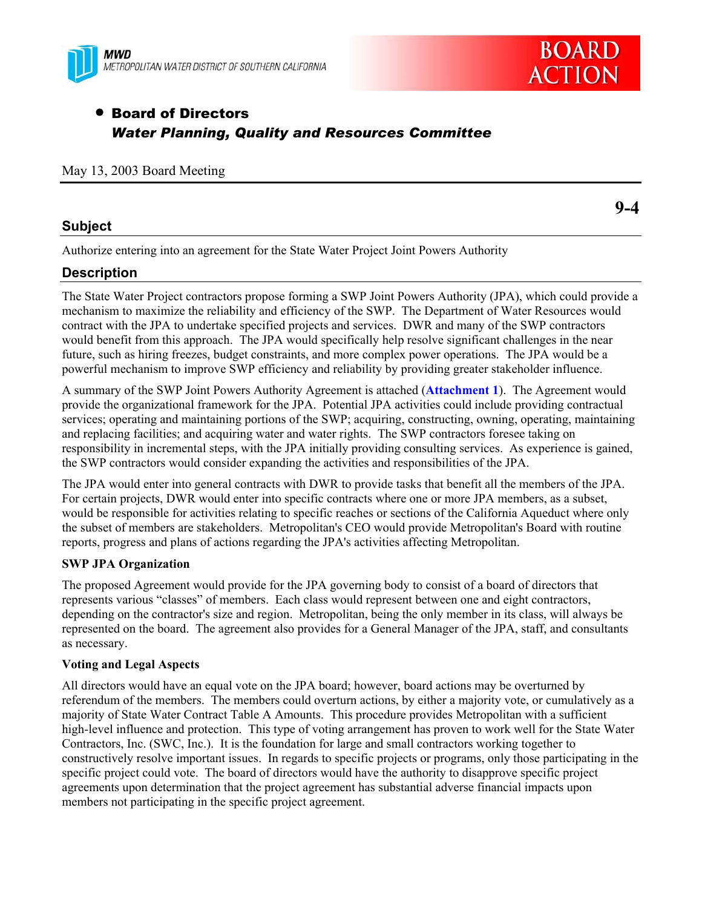**MWD**
METROPOLITAN WATER DISTRICT OF SOUTHERN CALIFORNIA

**BOARD ACTION**

- **Board of Directors**
  ***Water Planning, Quality and Resources Committee***

May 13, 2003 Board Meeting

**9-4**

## Subject

Authorize entering into an agreement for the State Water Project Joint Powers Authority

## Description

The State Water Project contractors propose forming a SWP Joint Powers Authority (JPA), which could provide a mechanism to maximize the reliability and efficiency of the SWP. The Department of Water Resources would contract with the JPA to undertake specified projects and services. DWR and many of the SWP contractors would benefit from this approach. The JPA would specifically help resolve significant challenges in the near future, such as hiring freezes, budget constraints, and more complex power operations. The JPA would be a powerful mechanism to improve SWP efficiency and reliability by providing greater stakeholder influence.

A summary of the SWP Joint Powers Authority Agreement is attached (**Attachment 1**). The Agreement would provide the organizational framework for the JPA. Potential JPA activities could include providing contractual services; operating and maintaining portions of the SWP; acquiring, constructing, owning, operating, maintaining and replacing facilities; and acquiring water and water rights. The SWP contractors foresee taking on responsibility in incremental steps, with the JPA initially providing consulting services. As experience is gained, the SWP contractors would consider expanding the activities and responsibilities of the JPA.

The JPA would enter into general contracts with DWR to provide tasks that benefit all the members of the JPA. For certain projects, DWR would enter into specific contracts where one or more JPA members, as a subset, would be responsible for activities relating to specific reaches or sections of the California Aqueduct where only the subset of members are stakeholders. Metropolitan's CEO would provide Metropolitan's Board with routine reports, progress and plans of actions regarding the JPA's activities affecting Metropolitan.

### SWP JPA Organization

The proposed Agreement would provide for the JPA governing body to consist of a board of directors that represents various "classes" of members. Each class would represent between one and eight contractors, depending on the contractor's size and region. Metropolitan, being the only member in its class, will always be represented on the board. The agreement also provides for a General Manager of the JPA, staff, and consultants as necessary.

### Voting and Legal Aspects

All directors would have an equal vote on the JPA board; however, board actions may be overturned by referendum of the members. The members could overturn actions, by either a majority vote, or cumulatively as a majority of State Water Contract Table A Amounts. This procedure provides Metropolitan with a sufficient high-level influence and protection. This type of voting arrangement has proven to work well for the State Water Contractors, Inc. (SWC, Inc.). It is the foundation for large and small contractors working together to constructively resolve important issues. In regards to specific projects or programs, only those participating in the specific project could vote. The board of directors would have the authority to disapprove specific project agreements upon determination that the project agreement has substantial adverse financial impacts upon members not participating in the specific project agreement.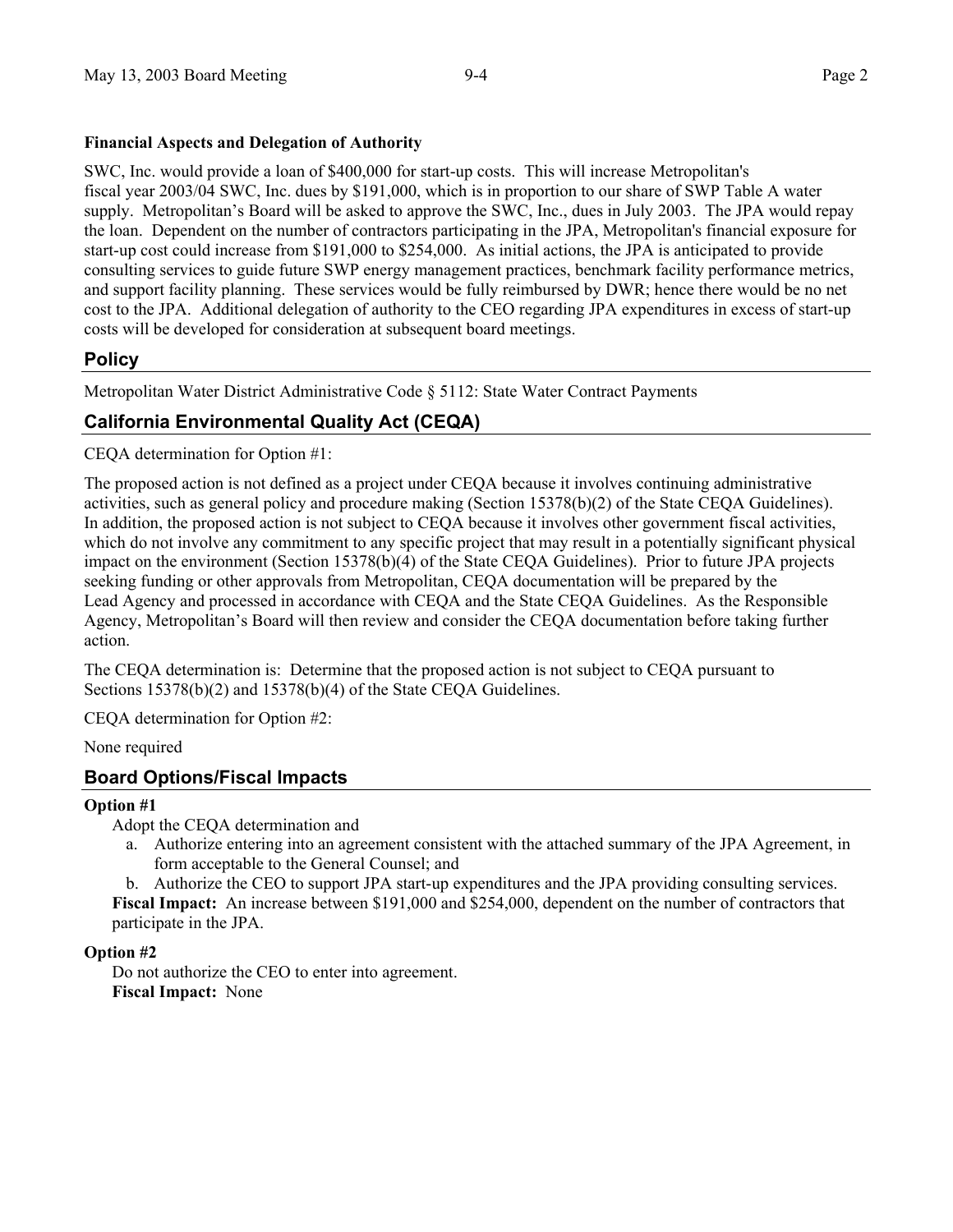**Financial Aspects and Delegation of Authority**

SWC, Inc. would provide a loan of $400,000 for start-up costs. This will increase Metropolitan's fiscal year 2003/04 SWC, Inc. dues by $191,000, which is in proportion to our share of SWP Table A water supply. Metropolitan's Board will be asked to approve the SWC, Inc., dues in July 2003. The JPA would repay the loan. Dependent on the number of contractors participating in the JPA, Metropolitan's financial exposure for start-up cost could increase from $191,000 to $254,000. As initial actions, the JPA is anticipated to provide consulting services to guide future SWP energy management practices, benchmark facility performance metrics, and support facility planning. These services would be fully reimbursed by DWR; hence there would be no net cost to the JPA. Additional delegation of authority to the CEO regarding JPA expenditures in excess of start-up costs will be developed for consideration at subsequent board meetings.

## Policy

Metropolitan Water District Administrative Code § 5112: State Water Contract Payments

## California Environmental Quality Act (CEQA)

CEQA determination for Option #1:

The proposed action is not defined as a project under CEQA because it involves continuing administrative activities, such as general policy and procedure making (Section 15378(b)(2) of the State CEQA Guidelines). In addition, the proposed action is not subject to CEQA because it involves other government fiscal activities, which do not involve any commitment to any specific project that may result in a potentially significant physical impact on the environment (Section 15378(b)(4) of the State CEQA Guidelines). Prior to future JPA projects seeking funding or other approvals from Metropolitan, CEQA documentation will be prepared by the Lead Agency and processed in accordance with CEQA and the State CEQA Guidelines. As the Responsible Agency, Metropolitan's Board will then review and consider the CEQA documentation before taking further action.

The CEQA determination is: Determine that the proposed action is not subject to CEQA pursuant to Sections 15378(b)(2) and 15378(b)(4) of the State CEQA Guidelines.

CEQA determination for Option #2:

None required

## Board Options/Fiscal Impacts

**Option #1**

Adopt the CEQA determination and

a. Authorize entering into an agreement consistent with the attached summary of the JPA Agreement, in form acceptable to the General Counsel; and
b. Authorize the CEO to support JPA start-up expenditures and the JPA providing consulting services.

**Fiscal Impact:** An increase between $191,000 and $254,000, dependent on the number of contractors that participate in the JPA.

**Option #2**

Do not authorize the CEO to enter into agreement.

**Fiscal Impact:** None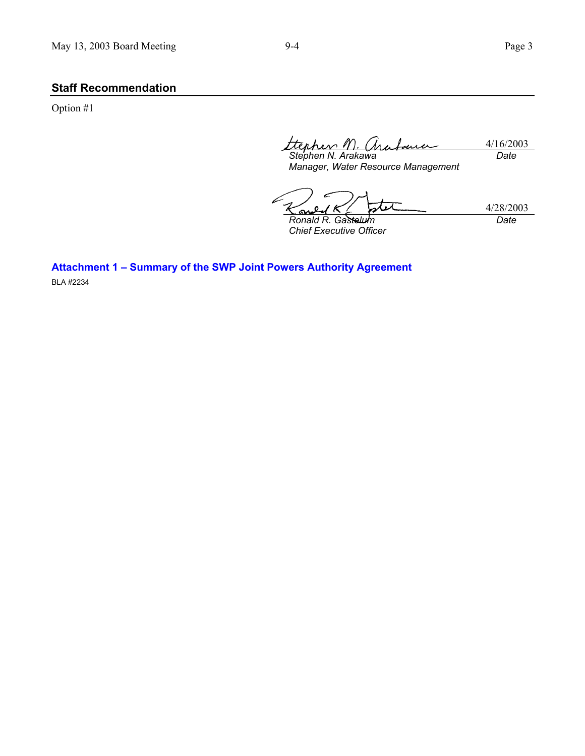## Staff Recommendation

Option #1

| | |
|---|---|
| *Stephen N. Arakawa* | 4/16/2003 |
| *Manager, Water Resource Management* | *Date* |

| | |
|---|---|
| *Ronald R. Gastelum* | 4/28/2003 |
| *Chief Executive Officer* | *Date* |

**Attachment 1 – Summary of the SWP Joint Powers Authority Agreement**

BLA #2234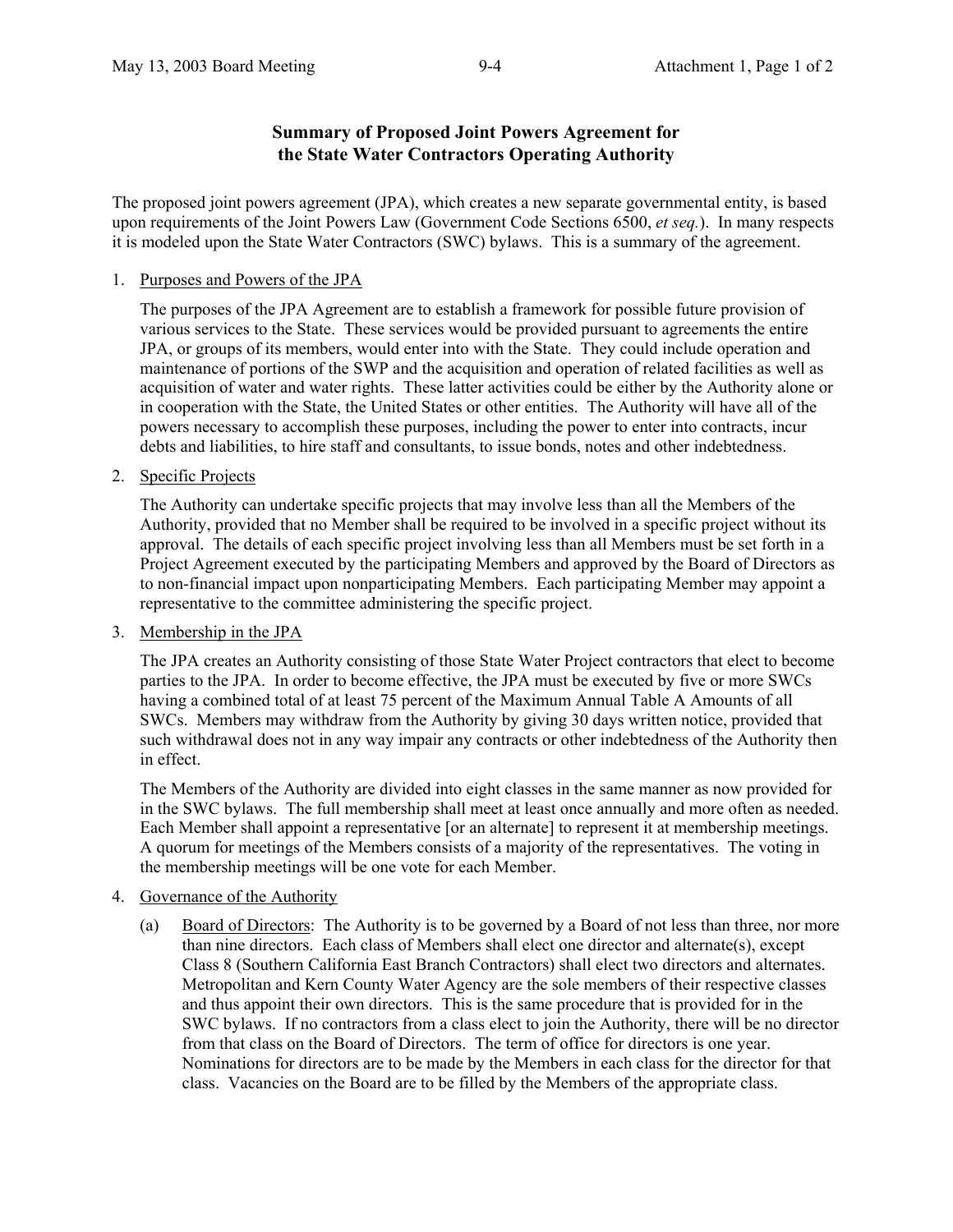# Summary of Proposed Joint Powers Agreement for the State Water Contractors Operating Authority

The proposed joint powers agreement (JPA), which creates a new separate governmental entity, is based upon requirements of the Joint Powers Law (Government Code Sections 6500, *et seq.*). In many respects it is modeled upon the State Water Contractors (SWC) bylaws. This is a summary of the agreement.

1. Purposes and Powers of the JPA

   The purposes of the JPA Agreement are to establish a framework for possible future provision of various services to the State. These services would be provided pursuant to agreements the entire JPA, or groups of its members, would enter into with the State. They could include operation and maintenance of portions of the SWP and the acquisition and operation of related facilities as well as acquisition of water and water rights. These latter activities could be either by the Authority alone or in cooperation with the State, the United States or other entities. The Authority will have all of the powers necessary to accomplish these purposes, including the power to enter into contracts, incur debts and liabilities, to hire staff and consultants, to issue bonds, notes and other indebtedness.

2. Specific Projects

   The Authority can undertake specific projects that may involve less than all the Members of the Authority, provided that no Member shall be required to be involved in a specific project without its approval. The details of each specific project involving less than all Members must be set forth in a Project Agreement executed by the participating Members and approved by the Board of Directors as to non-financial impact upon nonparticipating Members. Each participating Member may appoint a representative to the committee administering the specific project.

3. Membership in the JPA

   The JPA creates an Authority consisting of those State Water Project contractors that elect to become parties to the JPA. In order to become effective, the JPA must be executed by five or more SWCs having a combined total of at least 75 percent of the Maximum Annual Table A Amounts of all SWCs. Members may withdraw from the Authority by giving 30 days written notice, provided that such withdrawal does not in any way impair any contracts or other indebtedness of the Authority then in effect.

   The Members of the Authority are divided into eight classes in the same manner as now provided for in the SWC bylaws. The full membership shall meet at least once annually and more often as needed. Each Member shall appoint a representative [or an alternate] to represent it at membership meetings. A quorum for meetings of the Members consists of a majority of the representatives. The voting in the membership meetings will be one vote for each Member.

4. Governance of the Authority

   (a) Board of Directors: The Authority is to be governed by a Board of not less than three, nor more than nine directors. Each class of Members shall elect one director and alternate(s), except Class 8 (Southern California East Branch Contractors) shall elect two directors and alternates. Metropolitan and Kern County Water Agency are the sole members of their respective classes and thus appoint their own directors. This is the same procedure that is provided for in the SWC bylaws. If no contractors from a class elect to join the Authority, there will be no director from that class on the Board of Directors. The term of office for directors is one year. Nominations for directors are to be made by the Members in each class for the director for that class. Vacancies on the Board are to be filled by the Members of the appropriate class.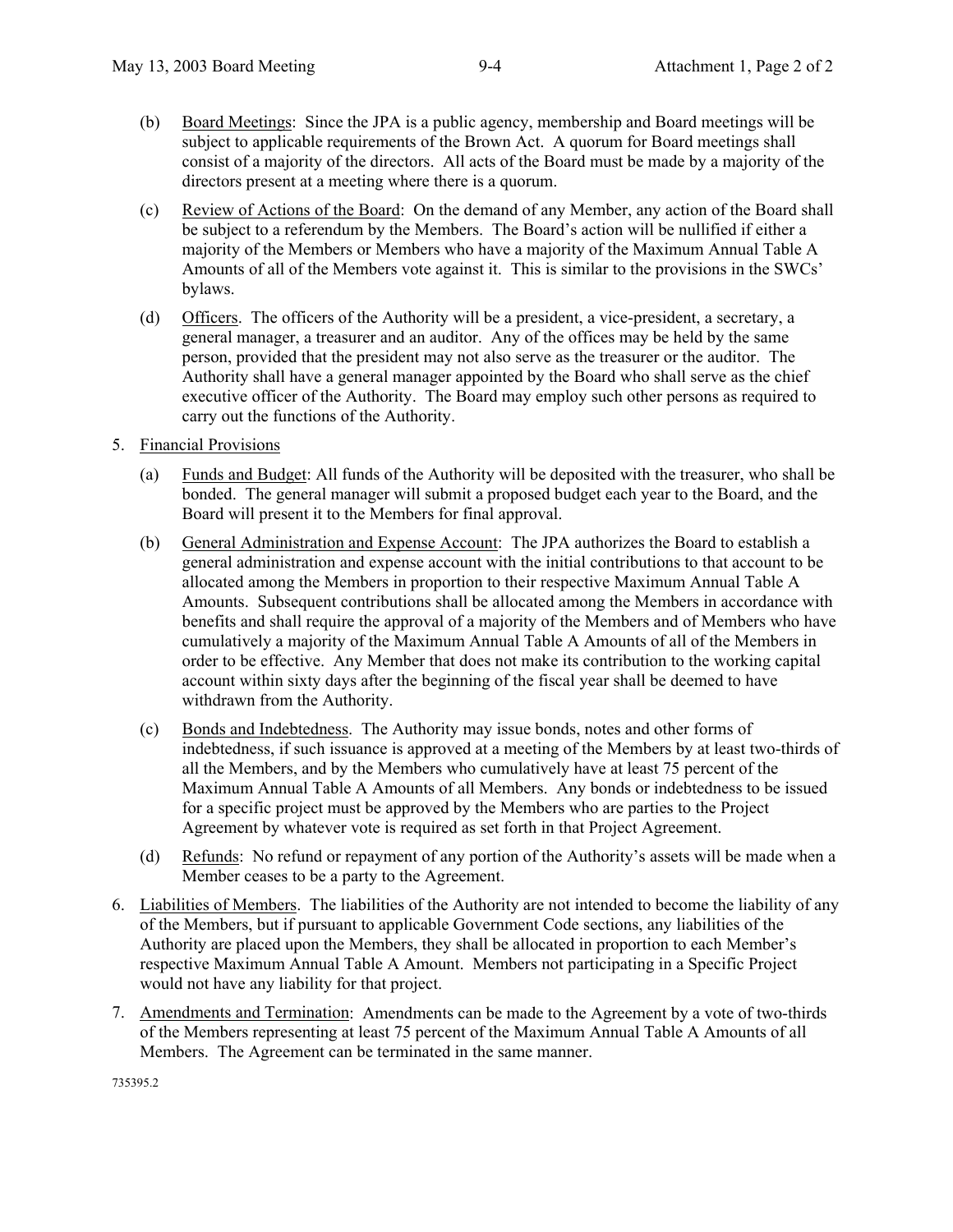(b) Board Meetings: Since the JPA is a public agency, membership and Board meetings will be subject to applicable requirements of the Brown Act. A quorum for Board meetings shall consist of a majority of the directors. All acts of the Board must be made by a majority of the directors present at a meeting where there is a quorum.

(c) Review of Actions of the Board: On the demand of any Member, any action of the Board shall be subject to a referendum by the Members. The Board's action will be nullified if either a majority of the Members or Members who have a majority of the Maximum Annual Table A Amounts of all of the Members vote against it. This is similar to the provisions in the SWCs' bylaws.

(d) Officers. The officers of the Authority will be a president, a vice-president, a secretary, a general manager, a treasurer and an auditor. Any of the offices may be held by the same person, provided that the president may not also serve as the treasurer or the auditor. The Authority shall have a general manager appointed by the Board who shall serve as the chief executive officer of the Authority. The Board may employ such other persons as required to carry out the functions of the Authority.

5. Financial Provisions

(a) Funds and Budget: All funds of the Authority will be deposited with the treasurer, who shall be bonded. The general manager will submit a proposed budget each year to the Board, and the Board will present it to the Members for final approval.

(b) General Administration and Expense Account: The JPA authorizes the Board to establish a general administration and expense account with the initial contributions to that account to be allocated among the Members in proportion to their respective Maximum Annual Table A Amounts. Subsequent contributions shall be allocated among the Members in accordance with benefits and shall require the approval of a majority of the Members and of Members who have cumulatively a majority of the Maximum Annual Table A Amounts of all of the Members in order to be effective. Any Member that does not make its contribution to the working capital account within sixty days after the beginning of the fiscal year shall be deemed to have withdrawn from the Authority.

(c) Bonds and Indebtedness. The Authority may issue bonds, notes and other forms of indebtedness, if such issuance is approved at a meeting of the Members by at least two-thirds of all the Members, and by the Members who cumulatively have at least 75 percent of the Maximum Annual Table A Amounts of all Members. Any bonds or indebtedness to be issued for a specific project must be approved by the Members who are parties to the Project Agreement by whatever vote is required as set forth in that Project Agreement.

(d) Refunds: No refund or repayment of any portion of the Authority's assets will be made when a Member ceases to be a party to the Agreement.

6. Liabilities of Members. The liabilities of the Authority are not intended to become the liability of any of the Members, but if pursuant to applicable Government Code sections, any liabilities of the Authority are placed upon the Members, they shall be allocated in proportion to each Member's respective Maximum Annual Table A Amount. Members not participating in a Specific Project would not have any liability for that project.

7. Amendments and Termination: Amendments can be made to the Agreement by a vote of two-thirds of the Members representing at least 75 percent of the Maximum Annual Table A Amounts of all Members. The Agreement can be terminated in the same manner.

735395.2